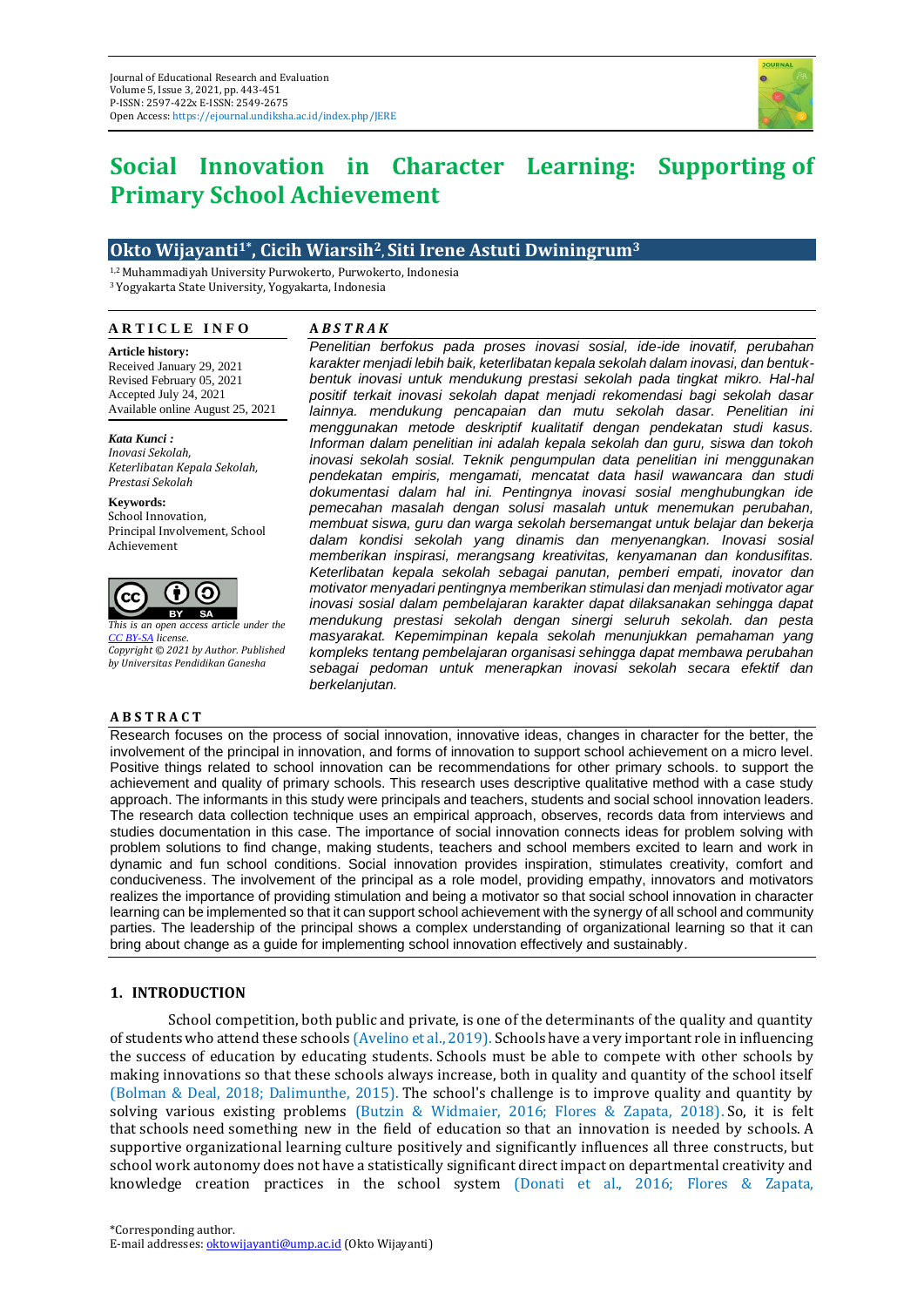Journal of Educational Research and Evaluation
Volume 5, Issue 3, 2021, pp. 443-451
P-ISSN: 2597-422x E-ISSN: 2549-2675
Open Access: https://ejournal.undiksha.ac.id/index.php/JERE

# Social Innovation in Character Learning: Supporting of Primary School Achievement

**Okto Wijayanti[1*], Cicih Wiarsih[2], Siti Irene Astuti Dwiningrum[3]**

[1,2] Muhammadiyah University Purwokerto, Purwokerto, Indonesia
[3] Yogyakarta State University, Yogyakarta, Indonesia

**ARTICLE INFO**

**Article history:**
Received January 29, 2021
Revised February 05, 2021
Accepted July 24, 2021
Available online August 25, 2021

***Kata Kunci :***
*Inovasi Sekolah, Keterlibatan Kepala Sekolah, Prestasi Sekolah*

**Keywords:**
School Innovation, Principal Involvement, School Achievement

*This is an open access article under the CC BY-SA license.*
*Copyright © 2021 by Author. Published by Universitas Pendidikan Ganesha*

***ABSTRAK***

*Penelitian berfokus pada proses inovasi sosial, ide-ide inovatif, perubahan karakter menjadi lebih baik, keterlibatan kepala sekolah dalam inovasi, dan bentuk-bentuk inovasi untuk mendukung prestasi sekolah pada tingkat mikro. Hal-hal positif terkait inovasi sekolah dapat menjadi rekomendasi bagi sekolah dasar lainnya. mendukung pencapaian dan mutu sekolah dasar. Penelitian ini menggunakan metode deskriptif kualitatif dengan pendekatan studi kasus. Informan dalam penelitian ini adalah kepala sekolah dan guru, siswa dan tokoh inovasi sekolah sosial. Teknik pengumpulan data penelitian ini menggunakan pendekatan empiris, mengamati, mencatat data hasil wawancara dan studi dokumentasi dalam hal ini. Pentingnya inovasi sosial menghubungkan ide pemecahan masalah dengan solusi masalah untuk menemukan perubahan, membuat siswa, guru dan warga sekolah bersemangat untuk belajar dan bekerja dalam kondisi sekolah yang dinamis dan menyenangkan. Inovasi sosial memberikan inspirasi, merangsang kreativitas, kenyamanan dan kondusifitas. Keterlibatan kepala sekolah sebagai panutan, pemberi empati, inovator dan motivator menyadari pentingnya memberikan stimulasi dan menjadi motivator agar inovasi sosial dalam pembelajaran karakter dapat dilaksanakan sehingga dapat mendukung prestasi sekolah dengan sinergi seluruh sekolah. dan pesta masyarakat. Kepemimpinan kepala sekolah menunjukkan pemahaman yang kompleks tentang pembelajaran organisasi sehingga dapat membawa perubahan sebagai pedoman untuk menerapkan inovasi sekolah secara efektif dan berkelanjutan.*

**ABSTRACT**

Research focuses on the process of social innovation, innovative ideas, changes in character for the better, the involvement of the principal in innovation, and forms of innovation to support school achievement on a micro level. Positive things related to school innovation can be recommendations for other primary schools. to support the achievement and quality of primary schools. This research uses descriptive qualitative method with a case study approach. The informants in this study were principals and teachers, students and social school innovation leaders. The research data collection technique uses an empirical approach, observes, records data from interviews and studies documentation in this case. The importance of social innovation connects ideas for problem solving with problem solutions to find change, making students, teachers and school members excited to learn and work in dynamic and fun school conditions. Social innovation provides inspiration, stimulates creativity, comfort and conduciveness. The involvement of the principal as a role model, providing empathy, innovators and motivators realizes the importance of providing stimulation and being a motivator so that social school innovation in character learning can be implemented so that it can support school achievement with the synergy of all school and community parties. The leadership of the principal shows a complex understanding of organizational learning so that it can bring about change as a guide for implementing school innovation effectively and sustainably.

## 1. INTRODUCTION

School competition, both public and private, is one of the determinants of the quality and quantity of students who attend these schools (Avelino et al., 2019). Schools have a very important role in influencing the success of education by educating students. Schools must be able to compete with other schools by making innovations so that these schools always increase, both in quality and quantity of the school itself (Bolman & Deal, 2018; Dalimunthe, 2015). The school's challenge is to improve quality and quantity by solving various existing problems (Butzin & Widmaier, 2016; Flores & Zapata, 2018). So, it is felt that schools need something new in the field of education so that an innovation is needed by schools. A supportive organizational learning culture positively and significantly influences all three constructs, but school work autonomy does not have a statistically significant direct impact on departmental creativity and knowledge creation practices in the school system (Donati et al., 2016; Flores & Zapata,

*Corresponding author.
E-mail addresses: oktowijayanti@ump.ac.id (Okto Wijayanti)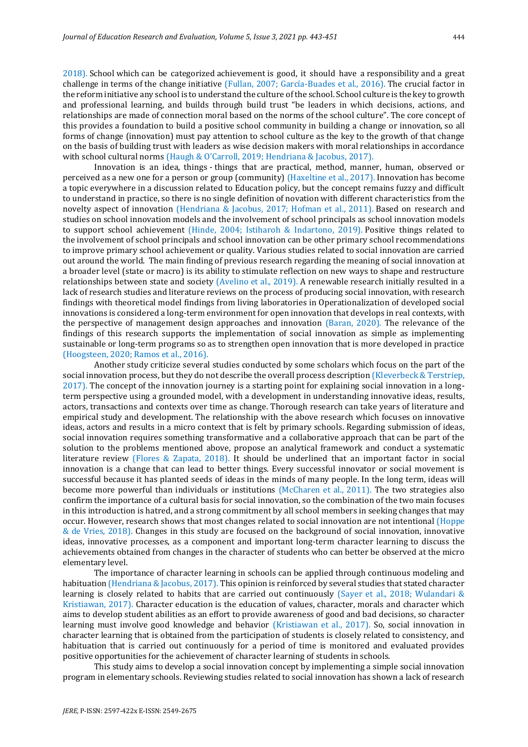2018). School which can be categorized achievement is good, it should have a responsibility and a great challenge in terms of the change initiative (Fullan, 2007; García-Buades et al., 2016). The crucial factor in the reform initiative any school is to understand the culture of the school. School culture is the key to growth and professional learning, and builds through build trust "be leaders in which decisions, actions, and relationships are made of connection moral based on the norms of the school culture". The core concept of this provides a foundation to build a positive school community in building a change or innovation, so all forms of change (innovation) must pay attention to school culture as the key to the growth of that change on the basis of building trust with leaders as wise decision makers with moral relationships in accordance with school cultural norms (Haugh & O'Carroll, 2019; Hendriana & Jacobus, 2017).

Innovation is an idea, things - things that are practical, method, manner, human, observed or perceived as a new one for a person or group (community) (Haxeltine et al., 2017). Innovation has become a topic everywhere in a discussion related to Education policy, but the concept remains fuzzy and difficult to understand in practice, so there is no single definition of novation with different characteristics from the novelty aspect of innovation (Hendriana & Jacobus, 2017; Hofman et al., 2011). Based on research and studies on school innovation models and the involvement of school principals as school innovation models to support school achievement (Hinde, 2004; Istiharoh & Indartono, 2019). Positive things related to the involvement of school principals and school innovation can be other primary school recommendations to improve primary school achievement or quality. Various studies related to social innovation are carried out around the world. The main finding of previous research regarding the meaning of social innovation at a broader level (state or macro) is its ability to stimulate reflection on new ways to shape and restructure relationships between state and society (Avelino et al., 2019). A renewable research initially resulted in a lack of research studies and literature reviews on the process of producing social innovation, with research findings with theoretical model findings from living laboratories in Operationalization of developed social innovations is considered a long-term environment for open innovation that develops in real contexts, with the perspective of management design approaches and innovation (Baran, 2020). The relevance of the findings of this research supports the implementation of social innovation as simple as implementing sustainable or long-term programs so as to strengthen open innovation that is more developed in practice (Hoogsteen, 2020; Ramos et al., 2016).

Another study criticize several studies conducted by some scholars which focus on the part of the social innovation process, but they do not describe the overall process description (Kleverbeck & Terstriep, 2017). The concept of the innovation journey is a starting point for explaining social innovation in a long-term perspective using a grounded model, with a development in understanding innovative ideas, results, actors, transactions and contexts over time as change. Thorough research can take years of literature and empirical study and development. The relationship with the above research which focuses on innovative ideas, actors and results in a micro context that is felt by primary schools. Regarding submission of ideas, social innovation requires something transformative and a collaborative approach that can be part of the solution to the problems mentioned above, propose an analytical framework and conduct a systematic literature review (Flores & Zapata, 2018). It should be underlined that an important factor in social innovation is a change that can lead to better things. Every successful innovator or social movement is successful because it has planted seeds of ideas in the minds of many people. In the long term, ideas will become more powerful than individuals or institutions (McCharen et al., 2011). The two strategies also confirm the importance of a cultural basis for social innovation, so the combination of the two main focuses in this introduction is hatred, and a strong commitment by all school members in seeking changes that may occur. However, research shows that most changes related to social innovation are not intentional (Hoppe & de Vries, 2018). Changes in this study are focused on the background of social innovation, innovative ideas, innovative processes, as a component and important long-term character learning to discuss the achievements obtained from changes in the character of students who can better be observed at the micro elementary level.

The importance of character learning in schools can be applied through continuous modeling and habituation (Hendriana & Jacobus, 2017). This opinion is reinforced by several studies that stated character learning is closely related to habits that are carried out continuously (Sayer et al., 2018; Wulandari & Kristiawan, 2017). Character education is the education of values, character, morals and character which aims to develop student abilities as an effort to provide awareness of good and bad decisions, so character learning must involve good knowledge and behavior (Kristiawan et al., 2017). So, social innovation in character learning that is obtained from the participation of students is closely related to consistency, and habituation that is carried out continuously for a period of time is monitored and evaluated provides positive opportunities for the achievement of character learning of students in schools.

This study aims to develop a social innovation concept by implementing a simple social innovation program in elementary schools. Reviewing studies related to social innovation has shown a lack of research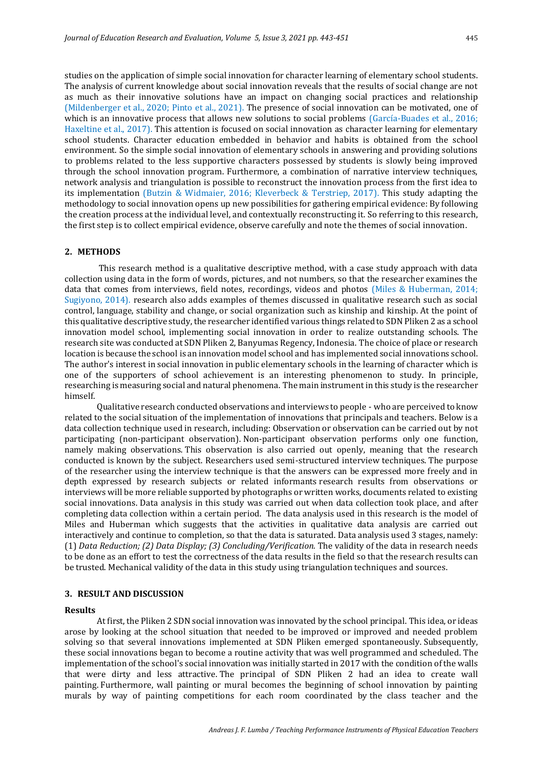studies on the application of simple social innovation for character learning of elementary school students. The analysis of current knowledge about social innovation reveals that the results of social change are not as much as their innovative solutions have an impact on changing social practices and relationship (Mildenberger et al., 2020; Pinto et al., 2021). The presence of social innovation can be motivated, one of which is an innovative process that allows new solutions to social problems (García-Buades et al., 2016; Haxeltine et al., 2017). This attention is focused on social innovation as character learning for elementary school students. Character education embedded in behavior and habits is obtained from the school environment. So the simple social innovation of elementary schools in answering and providing solutions to problems related to the less supportive characters possessed by students is slowly being improved through the school innovation program. Furthermore, a combination of narrative interview techniques, network analysis and triangulation is possible to reconstruct the innovation process from the first idea to its implementation (Butzin & Widmaier, 2016; Kleverbeck & Terstriep, 2017). This study adapting the methodology to social innovation opens up new possibilities for gathering empirical evidence: By following the creation process at the individual level, and contextually reconstructing it. So referring to this research, the first step is to collect empirical evidence, observe carefully and note the themes of social innovation.

## 2. METHODS

This research method is a qualitative descriptive method, with a case study approach with data collection using data in the form of words, pictures, and not numbers, so that the researcher examines the data that comes from interviews, field notes, recordings, videos and photos (Miles & Huberman, 2014; Sugiyono, 2014). research also adds examples of themes discussed in qualitative research such as social control, language, stability and change, or social organization such as kinship and kinship. At the point of this qualitative descriptive study, the researcher identified various things related to SDN Pliken 2 as a school innovation model school, implementing social innovation in order to realize outstanding schools. The research site was conducted at SDN Pliken 2, Banyumas Regency, Indonesia. The choice of place or research location is because the school is an innovation model school and has implemented social innovations school. The author's interest in social innovation in public elementary schools in the learning of character which is one of the supporters of school achievement is an interesting phenomenon to study. In principle, researching is measuring social and natural phenomena. The main instrument in this study is the researcher himself.

Qualitative research conducted observations and interviews to people - who are perceived to know related to the social situation of the implementation of innovations that principals and teachers. Below is a data collection technique used in research, including: Observation or observation can be carried out by not participating (non-participant observation). Non-participant observation performs only one function, namely making observations. This observation is also carried out openly, meaning that the research conducted is known by the subject. Researchers used semi-structured interview techniques. The purpose of the researcher using the interview technique is that the answers can be expressed more freely and in depth expressed by research subjects or related informants research results from observations or interviews will be more reliable supported by photographs or written works, documents related to existing social innovations. Data analysis in this study was carried out when data collection took place, and after completing data collection within a certain period. The data analysis used in this research is the model of Miles and Huberman which suggests that the activities in qualitative data analysis are carried out interactively and continue to completion, so that the data is saturated. Data analysis used 3 stages, namely: (1) *Data Reduction; (2) Data Display; (3) Concluding/Verification.* The validity of the data in research needs to be done as an effort to test the correctness of the data results in the field so that the research results can be trusted. Mechanical validity of the data in this study using triangulation techniques and sources.

## 3. RESULT AND DISCUSSION

### Results

At first, the Pliken 2 SDN social innovation was innovated by the school principal. This idea, or ideas arose by looking at the school situation that needed to be improved or improved and needed problem solving so that several innovations implemented at SDN Pliken emerged spontaneously. Subsequently, these social innovations began to become a routine activity that was well programmed and scheduled. The implementation of the school's social innovation was initially started in 2017 with the condition of the walls that were dirty and less attractive. The principal of SDN Pliken 2 had an idea to create wall painting. Furthermore, wall painting or mural becomes the beginning of school innovation by painting murals by way of painting competitions for each room coordinated by the class teacher and the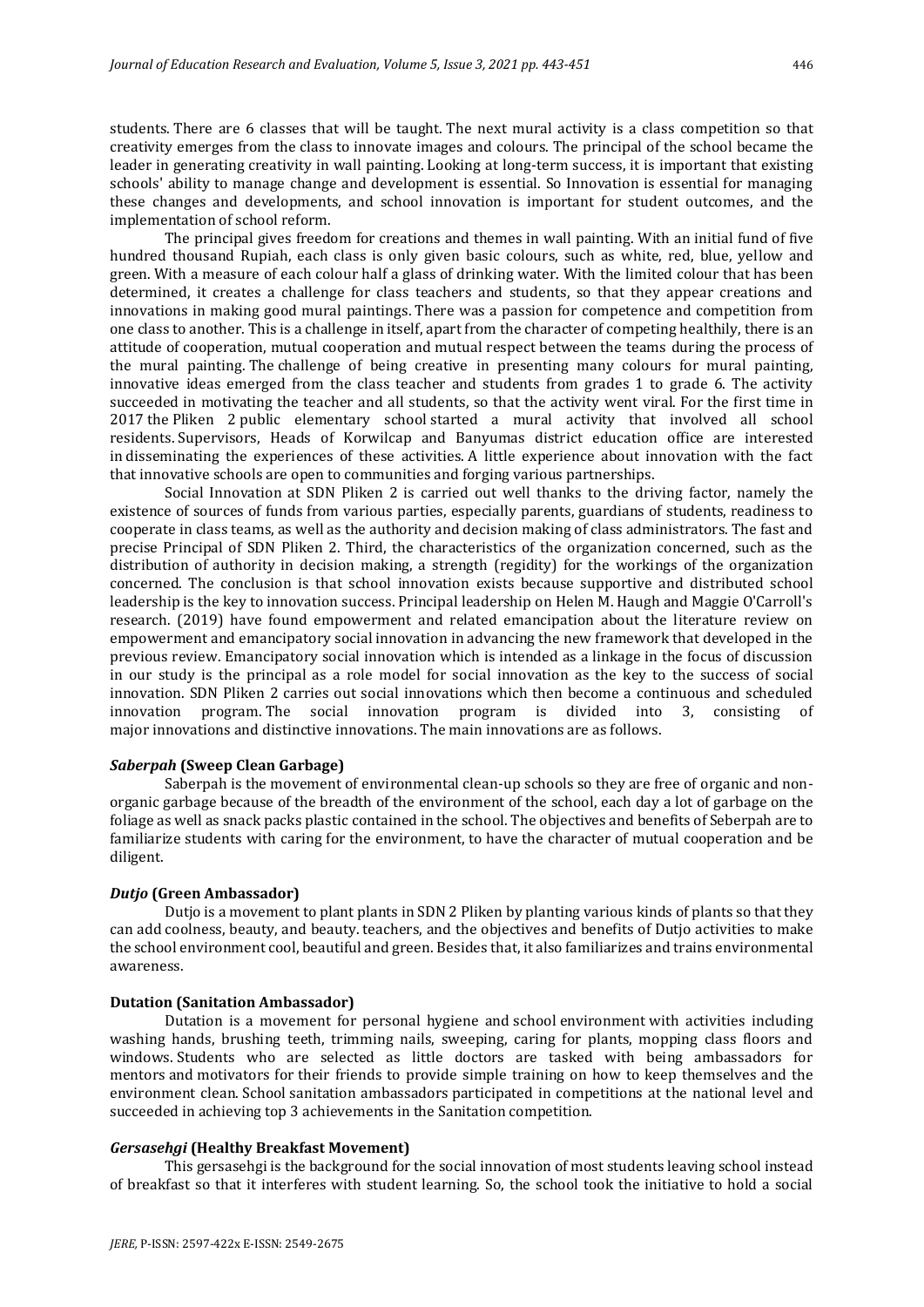students. There are 6 classes that will be taught. The next mural activity is a class competition so that creativity emerges from the class to innovate images and colours. The principal of the school became the leader in generating creativity in wall painting. Looking at long-term success, it is important that existing schools' ability to manage change and development is essential. So Innovation is essential for managing these changes and developments, and school innovation is important for student outcomes, and the implementation of school reform.

The principal gives freedom for creations and themes in wall painting. With an initial fund of five hundred thousand Rupiah, each class is only given basic colours, such as white, red, blue, yellow and green. With a measure of each colour half a glass of drinking water. With the limited colour that has been determined, it creates a challenge for class teachers and students, so that they appear creations and innovations in making good mural paintings. There was a passion for competence and competition from one class to another. This is a challenge in itself, apart from the character of competing healthily, there is an attitude of cooperation, mutual cooperation and mutual respect between the teams during the process of the mural painting. The challenge of being creative in presenting many colours for mural painting, innovative ideas emerged from the class teacher and students from grades 1 to grade 6. The activity succeeded in motivating the teacher and all students, so that the activity went viral. For the first time in 2017 the Pliken 2 public elementary school started a mural activity that involved all school residents. Supervisors, Heads of Korwilcap and Banyumas district education office are interested in disseminating the experiences of these activities. A little experience about innovation with the fact that innovative schools are open to communities and forging various partnerships.

Social Innovation at SDN Pliken 2 is carried out well thanks to the driving factor, namely the existence of sources of funds from various parties, especially parents, guardians of students, readiness to cooperate in class teams, as well as the authority and decision making of class administrators. The fast and precise Principal of SDN Pliken 2. Third, the characteristics of the organization concerned, such as the distribution of authority in decision making, a strength (regidity) for the workings of the organization concerned. The conclusion is that school innovation exists because supportive and distributed school leadership is the key to innovation success. Principal leadership on Helen M. Haugh and Maggie O'Carroll's research. (2019) have found empowerment and related emancipation about the literature review on empowerment and emancipatory social innovation in advancing the new framework that developed in the previous review. Emancipatory social innovation which is intended as a linkage in the focus of discussion in our study is the principal as a role model for social innovation as the key to the success of social innovation. SDN Pliken 2 carries out social innovations which then become a continuous and scheduled innovation program. The social innovation program is divided into 3, consisting of major innovations and distinctive innovations. The main innovations are as follows.

#### ***Saberpah*** **(Sweep Clean Garbage)**

Saberpah is the movement of environmental clean-up schools so they are free of organic and non-organic garbage because of the breadth of the environment of the school, each day a lot of garbage on the foliage as well as snack packs plastic contained in the school. The objectives and benefits of Seberpah are to familiarize students with caring for the environment, to have the character of mutual cooperation and be diligent.

#### ***Dutjo*** **(Green Ambassador)**

Dutjo is a movement to plant plants in SDN 2 Pliken by planting various kinds of plants so that they can add coolness, beauty, and beauty. teachers, and the objectives and benefits of Dutjo activities to make the school environment cool, beautiful and green. Besides that, it also familiarizes and trains environmental awareness.

#### **Dutation (Sanitation Ambassador)**

Dutation is a movement for personal hygiene and school environment with activities including washing hands, brushing teeth, trimming nails, sweeping, caring for plants, mopping class floors and windows. Students who are selected as little doctors are tasked with being ambassadors for mentors and motivators for their friends to provide simple training on how to keep themselves and the environment clean. School sanitation ambassadors participated in competitions at the national level and succeeded in achieving top 3 achievements in the Sanitation competition.

#### ***Gersasehgi*** **(Healthy Breakfast Movement)**

This gersasehgi is the background for the social innovation of most students leaving school instead of breakfast so that it interferes with student learning. So, the school took the initiative to hold a social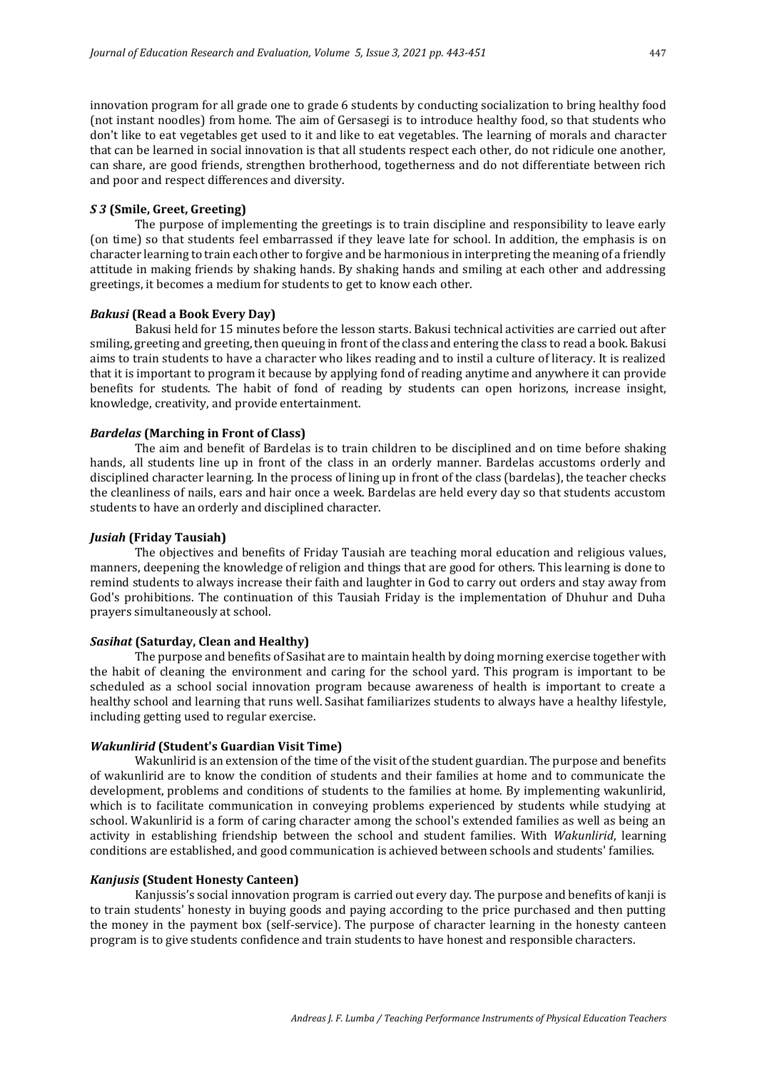innovation program for all grade one to grade 6 students by conducting socialization to bring healthy food (not instant noodles) from home. The aim of Gersasegi is to introduce healthy food, so that students who don't like to eat vegetables get used to it and like to eat vegetables. The learning of morals and character that can be learned in social innovation is that all students respect each other, do not ridicule one another, can share, are good friends, strengthen brotherhood, togetherness and do not differentiate between rich and poor and respect differences and diversity.

### *S 3* (Smile, Greet, Greeting)

The purpose of implementing the greetings is to train discipline and responsibility to leave early (on time) so that students feel embarrassed if they leave late for school. In addition, the emphasis is on character learning to train each other to forgive and be harmonious in interpreting the meaning of a friendly attitude in making friends by shaking hands. By shaking hands and smiling at each other and addressing greetings, it becomes a medium for students to get to know each other.

### *Bakusi* (Read a Book Every Day)

Bakusi held for 15 minutes before the lesson starts. Bakusi technical activities are carried out after smiling, greeting and greeting, then queuing in front of the class and entering the class to read a book. Bakusi aims to train students to have a character who likes reading and to instil a culture of literacy. It is realized that it is important to program it because by applying fond of reading anytime and anywhere it can provide benefits for students. The habit of fond of reading by students can open horizons, increase insight, knowledge, creativity, and provide entertainment.

### *Bardelas* (Marching in Front of Class)

The aim and benefit of Bardelas is to train children to be disciplined and on time before shaking hands, all students line up in front of the class in an orderly manner. Bardelas accustoms orderly and disciplined character learning. In the process of lining up in front of the class (bardelas), the teacher checks the cleanliness of nails, ears and hair once a week. Bardelas are held every day so that students accustom students to have an orderly and disciplined character.

### *Jusiah* (Friday Tausiah)

The objectives and benefits of Friday Tausiah are teaching moral education and religious values, manners, deepening the knowledge of religion and things that are good for others. This learning is done to remind students to always increase their faith and laughter in God to carry out orders and stay away from God's prohibitions. The continuation of this Tausiah Friday is the implementation of Dhuhur and Duha prayers simultaneously at school.

### *Sasihat* (Saturday, Clean and Healthy)

The purpose and benefits of Sasihat are to maintain health by doing morning exercise together with the habit of cleaning the environment and caring for the school yard. This program is important to be scheduled as a school social innovation program because awareness of health is important to create a healthy school and learning that runs well. Sasihat familiarizes students to always have a healthy lifestyle, including getting used to regular exercise.

### *Wakunlirid* (Student's Guardian Visit Time)

Wakunlirid is an extension of the time of the visit of the student guardian. The purpose and benefits of wakunlirid are to know the condition of students and their families at home and to communicate the development, problems and conditions of students to the families at home. By implementing wakunlirid, which is to facilitate communication in conveying problems experienced by students while studying at school. Wakunlirid is a form of caring character among the school's extended families as well as being an activity in establishing friendship between the school and student families. With *Wakunlirid*, learning conditions are established, and good communication is achieved between schools and students' families.

### *Kanjusis* (Student Honesty Canteen)

Kanjussis's social innovation program is carried out every day. The purpose and benefits of kanji is to train students' honesty in buying goods and paying according to the price purchased and then putting the money in the payment box (self-service). The purpose of character learning in the honesty canteen program is to give students confidence and train students to have honest and responsible characters.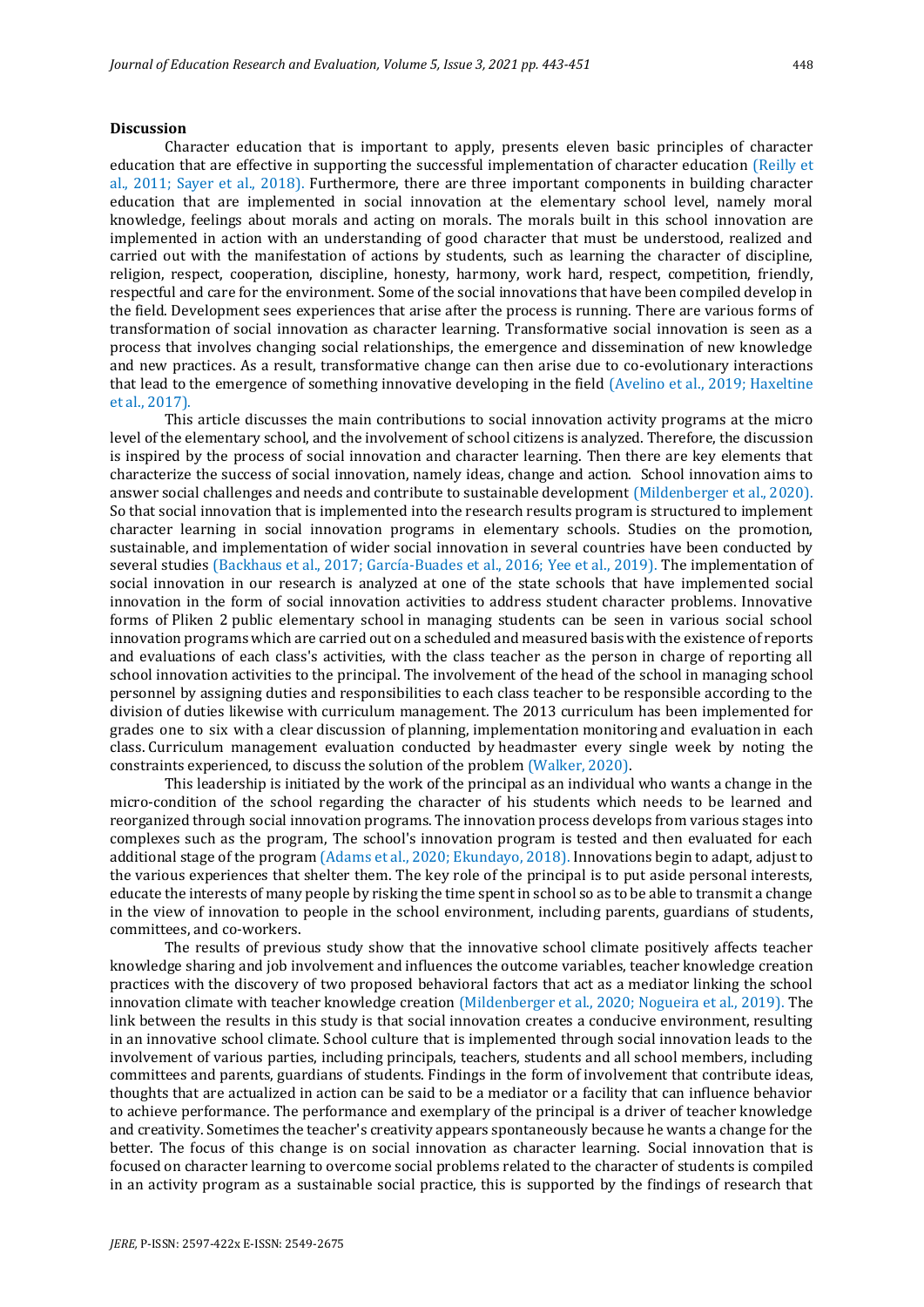## Discussion

Character education that is important to apply, presents eleven basic principles of character education that are effective in supporting the successful implementation of character education (Reilly et al., 2011; Sayer et al., 2018). Furthermore, there are three important components in building character education that are implemented in social innovation at the elementary school level, namely moral knowledge, feelings about morals and acting on morals. The morals built in this school innovation are implemented in action with an understanding of good character that must be understood, realized and carried out with the manifestation of actions by students, such as learning the character of discipline, religion, respect, cooperation, discipline, honesty, harmony, work hard, respect, competition, friendly, respectful and care for the environment. Some of the social innovations that have been compiled develop in the field. Development sees experiences that arise after the process is running. There are various forms of transformation of social innovation as character learning. Transformative social innovation is seen as a process that involves changing social relationships, the emergence and dissemination of new knowledge and new practices. As a result, transformative change can then arise due to co-evolutionary interactions that lead to the emergence of something innovative developing in the field (Avelino et al., 2019; Haxeltine et al., 2017).

This article discusses the main contributions to social innovation activity programs at the micro level of the elementary school, and the involvement of school citizens is analyzed. Therefore, the discussion is inspired by the process of social innovation and character learning. Then there are key elements that characterize the success of social innovation, namely ideas, change and action. School innovation aims to answer social challenges and needs and contribute to sustainable development (Mildenberger et al., 2020). So that social innovation that is implemented into the research results program is structured to implement character learning in social innovation programs in elementary schools. Studies on the promotion, sustainable, and implementation of wider social innovation in several countries have been conducted by several studies (Backhaus et al., 2017; García-Buades et al., 2016; Yee et al., 2019). The implementation of social innovation in our research is analyzed at one of the state schools that have implemented social innovation in the form of social innovation activities to address student character problems. Innovative forms of Pliken 2 public elementary school in managing students can be seen in various social school innovation programs which are carried out on a scheduled and measured basis with the existence of reports and evaluations of each class's activities, with the class teacher as the person in charge of reporting all school innovation activities to the principal. The involvement of the head of the school in managing school personnel by assigning duties and responsibilities to each class teacher to be responsible according to the division of duties likewise with curriculum management. The 2013 curriculum has been implemented for grades one to six with a clear discussion of planning, implementation monitoring and evaluation in each class. Curriculum management evaluation conducted by headmaster every single week by noting the constraints experienced, to discuss the solution of the problem (Walker, 2020).

This leadership is initiated by the work of the principal as an individual who wants a change in the micro-condition of the school regarding the character of his students which needs to be learned and reorganized through social innovation programs. The innovation process develops from various stages into complexes such as the program, The school's innovation program is tested and then evaluated for each additional stage of the program (Adams et al., 2020; Ekundayo, 2018). Innovations begin to adapt, adjust to the various experiences that shelter them. The key role of the principal is to put aside personal interests, educate the interests of many people by risking the time spent in school so as to be able to transmit a change in the view of innovation to people in the school environment, including parents, guardians of students, committees, and co-workers.

The results of previous study show that the innovative school climate positively affects teacher knowledge sharing and job involvement and influences the outcome variables, teacher knowledge creation practices with the discovery of two proposed behavioral factors that act as a mediator linking the school innovation climate with teacher knowledge creation (Mildenberger et al., 2020; Nogueira et al., 2019). The link between the results in this study is that social innovation creates a conducive environment, resulting in an innovative school climate. School culture that is implemented through social innovation leads to the involvement of various parties, including principals, teachers, students and all school members, including committees and parents, guardians of students. Findings in the form of involvement that contribute ideas, thoughts that are actualized in action can be said to be a mediator or a facility that can influence behavior to achieve performance. The performance and exemplary of the principal is a driver of teacher knowledge and creativity. Sometimes the teacher's creativity appears spontaneously because he wants a change for the better. The focus of this change is on social innovation as character learning. Social innovation that is focused on character learning to overcome social problems related to the character of students is compiled in an activity program as a sustainable social practice, this is supported by the findings of research that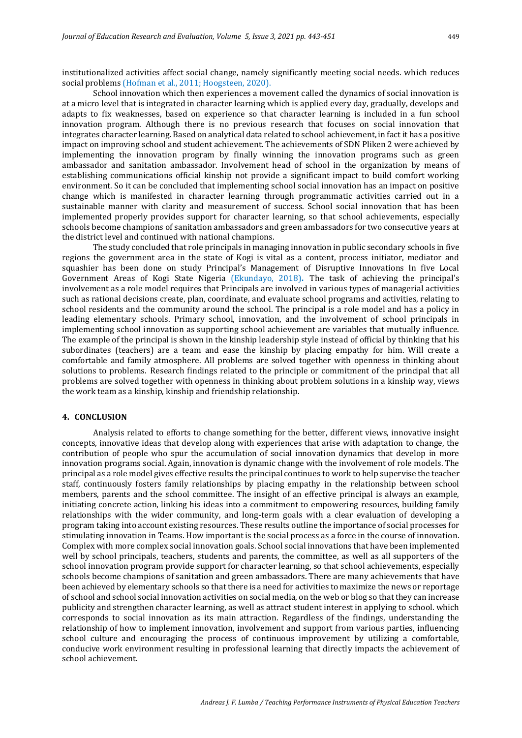institutionalized activities affect social change, namely significantly meeting social needs. which reduces social problems (Hofman et al., 2011; Hoogsteen, 2020).

School innovation which then experiences a movement called the dynamics of social innovation is at a micro level that is integrated in character learning which is applied every day, gradually, develops and adapts to fix weaknesses, based on experience so that character learning is included in a fun school innovation program. Although there is no previous research that focuses on social innovation that integrates character learning. Based on analytical data related to school achievement, in fact it has a positive impact on improving school and student achievement. The achievements of SDN Pliken 2 were achieved by implementing the innovation program by finally winning the innovation programs such as green ambassador and sanitation ambassador. Involvement head of school in the organization by means of establishing communications official kinship not provide a significant impact to build comfort working environment. So it can be concluded that implementing school social innovation has an impact on positive change which is manifested in character learning through programmatic activities carried out in a sustainable manner with clarity and measurement of success. School social innovation that has been implemented properly provides support for character learning, so that school achievements, especially schools become champions of sanitation ambassadors and green ambassadors for two consecutive years at the district level and continued with national champions.

The study concluded that role principals in managing innovation in public secondary schools in five regions the government area in the state of Kogi is vital as a content, process initiator, mediator and squashier has been done on study Principal's Management of Disruptive Innovations In five Local Government Areas of Kogi State Nigeria (Ekundayo, 2018). The task of achieving the principal's involvement as a role model requires that Principals are involved in various types of managerial activities such as rational decisions create, plan, coordinate, and evaluate school programs and activities, relating to school residents and the community around the school. The principal is a role model and has a policy in leading elementary schools. Primary school, innovation, and the involvement of school principals in implementing school innovation as supporting school achievement are variables that mutually influence. The example of the principal is shown in the kinship leadership style instead of official by thinking that his subordinates (teachers) are a team and ease the kinship by placing empathy for him. Will create a comfortable and family atmosphere. All problems are solved together with openness in thinking about solutions to problems. Research findings related to the principle or commitment of the principal that all problems are solved together with openness in thinking about problem solutions in a kinship way, views the work team as a kinship, kinship and friendship relationship.

## 4. CONCLUSION

Analysis related to efforts to change something for the better, different views, innovative insight concepts, innovative ideas that develop along with experiences that arise with adaptation to change, the contribution of people who spur the accumulation of social innovation dynamics that develop in more innovation programs social. Again, innovation is dynamic change with the involvement of role models. The principal as a role model gives effective results the principal continues to work to help supervise the teacher staff, continuously fosters family relationships by placing empathy in the relationship between school members, parents and the school committee. The insight of an effective principal is always an example, initiating concrete action, linking his ideas into a commitment to empowering resources, building family relationships with the wider community, and long-term goals with a clear evaluation of developing a program taking into account existing resources. These results outline the importance of social processes for stimulating innovation in Teams. How important is the social process as a force in the course of innovation. Complex with more complex social innovation goals. School social innovations that have been implemented well by school principals, teachers, students and parents, the committee, as well as all supporters of the school innovation program provide support for character learning, so that school achievements, especially schools become champions of sanitation and green ambassadors. There are many achievements that have been achieved by elementary schools so that there is a need for activities to maximize the news or reportage of school and school social innovation activities on social media, on the web or blog so that they can increase publicity and strengthen character learning, as well as attract student interest in applying to school. which corresponds to social innovation as its main attraction. Regardless of the findings, understanding the relationship of how to implement innovation, involvement and support from various parties, influencing school culture and encouraging the process of continuous improvement by utilizing a comfortable, conducive work environment resulting in professional learning that directly impacts the achievement of school achievement.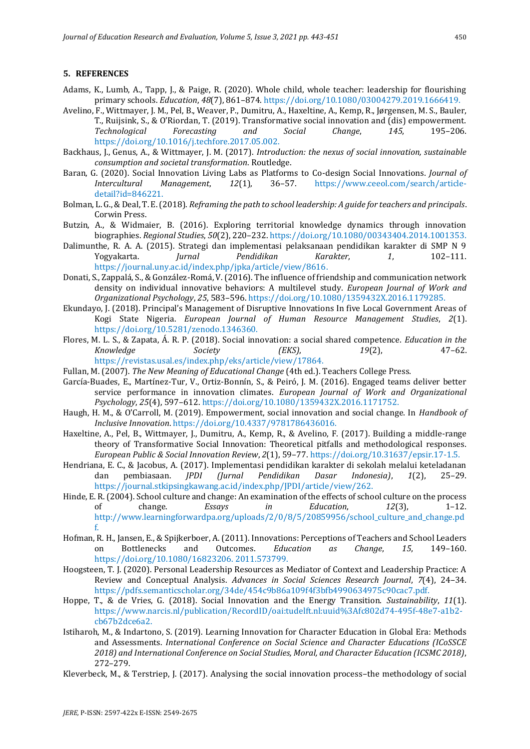## 5. REFERENCES

Adams, K., Lumb, A., Tapp, J., & Paige, R. (2020). Whole child, whole teacher: leadership for flourishing primary schools. *Education*, *48*(7), 861–874. https://doi.org/10.1080/03004279.2019.1666419.

Avelino, F., Wittmayer, J. M., Pel, B., Weaver, P., Dumitru, A., Haxeltine, A., Kemp, R., Jørgensen, M. S., Bauler, T., Ruijsink, S., & O'Riordan, T. (2019). Transformative social innovation and (dis) empowerment. *Technological Forecasting and Social Change*, *145*, 195–206. https://doi.org/10.1016/j.techfore.2017.05.002.

Backhaus, J., Genus, A., & Wittmayer, J. M. (2017). *Introduction: the nexus of social innovation, sustainable consumption and societal transformation*. Routledge.

Baran, G. (2020). Social Innovation Living Labs as Platforms to Co-design Social Innovations. *Journal of Intercultural Management*, *12*(1), 36–57. https://www.ceeol.com/search/article-detail?id=846221.

Bolman, L. G., & Deal, T. E. (2018). *Reframing the path to school leadership: A guide for teachers and principals*. Corwin Press.

Butzin, A., & Widmaier, B. (2016). Exploring territorial knowledge dynamics through innovation biographies. *Regional Studies*, *50*(2), 220–232. https://doi.org/10.1080/00343404.2014.1001353.

Dalimunthe, R. A. A. (2015). Strategi dan implementasi pelaksanaan pendidikan karakter di SMP N 9 Yogyakarta. *Jurnal Pendidikan Karakter*, *1*, 102–111. https://journal.uny.ac.id/index.php/jpka/article/view/8616.

Donati, S., Zappalá, S., & González-Romá, V. (2016). The influence of friendship and communication network density on individual innovative behaviors: A multilevel study. *European Journal of Work and Organizational Psychology*, *25*, 583–596. https://doi.org/10.1080/1359432X.2016.1179285.

Ekundayo, J. (2018). Principal's Management of Disruptive Innovations In five Local Government Areas of Kogi State Nigeria. *European Journal of Human Resource Management Studies*, *2*(1). https://doi.org/10.5281/zenodo.1346360.

Flores, M. L. S., & Zapata, Á. R. P. (2018). Social innovation: a social shared competence. *Education in the Knowledge Society (EKS)*, *19*(2), 47–62. https://revistas.usal.es/index.php/eks/article/view/17864.

Fullan, M. (2007). *The New Meaning of Educational Change* (4th ed.). Teachers College Press.

García-Buades, E., Martínez-Tur, V., Ortiz-Bonnín, S., & Peiró, J. M. (2016). Engaged teams deliver better service performance in innovation climates. *European Journal of Work and Organizational Psychology*, *25*(4), 597–612. https://doi.org/10.1080/1359432X.2016.1171752.

Haugh, H. M., & O'Carroll, M. (2019). Empowerment, social innovation and social change. In *Handbook of Inclusive Innovation*. https://doi.org/10.4337/9781786436016.

Haxeltine, A., Pel, B., Wittmayer, J., Dumitru, A., Kemp, R., & Avelino, F. (2017). Building a middle-range theory of Transformative Social Innovation: Theoretical pitfalls and methodological responses. *European Public & Social Innovation Review*, *2*(1), 59–77. https://doi.org/10.31637/epsir.17-1.5.

Hendriana, E. C., & Jacobus, A. (2017). Implementasi pendidikan karakter di sekolah melalui keteladanan dan pembiasaan. *JPDI (Jurnal Pendidikan Dasar Indonesia)*, *1*(2), 25–29. https://journal.stkipsingkawang.ac.id/index.php/JPDI/article/view/262.

Hinde, E. R. (2004). School culture and change: An examination of the effects of school culture on the process of change. *Essays in Education*, *12*(3), 1–12. http://www.learningforwardpa.org/uploads/2/0/8/5/20859956/school_culture_and_change.pdf.

Hofman, R. H., Jansen, E., & Spijkerboer, A. (2011). Innovations: Perceptions of Teachers and School Leaders on Bottlenecks and Outcomes. *Education as Change*, *15*, 149–160. https://doi.org/10.1080/16823206. 2011.573799.

Hoogsteen, T. J. (2020). Personal Leadership Resources as Mediator of Context and Leadership Practice: A Review and Conceptual Analysis. *Advances in Social Sciences Research Journal*, *7*(4), 24–34. https://pdfs.semanticscholar.org/34de/454c9b86a109f4f3bfb4990634975c90cac7.pdf.

Hoppe, T., & de Vries, G. (2018). Social Innovation and the Energy Transition. *Sustainability*, *11*(1). https://www.narcis.nl/publication/RecordID/oai:tudelft.nl:uuid%3Afc802d74-495f-48e7-a1b2-cb67b2dce6a2.

Istiharoh, M., & Indartono, S. (2019). Learning Innovation for Character Education in Global Era: Methods and Assessments. *International Conference on Social Science and Character Educations (ICoSSCE 2018) and International Conference on Social Studies, Moral, and Character Education (ICSMC 2018)*, 272–279.

Kleverbeck, M., & Terstriep, J. (2017). Analysing the social innovation process–the methodology of social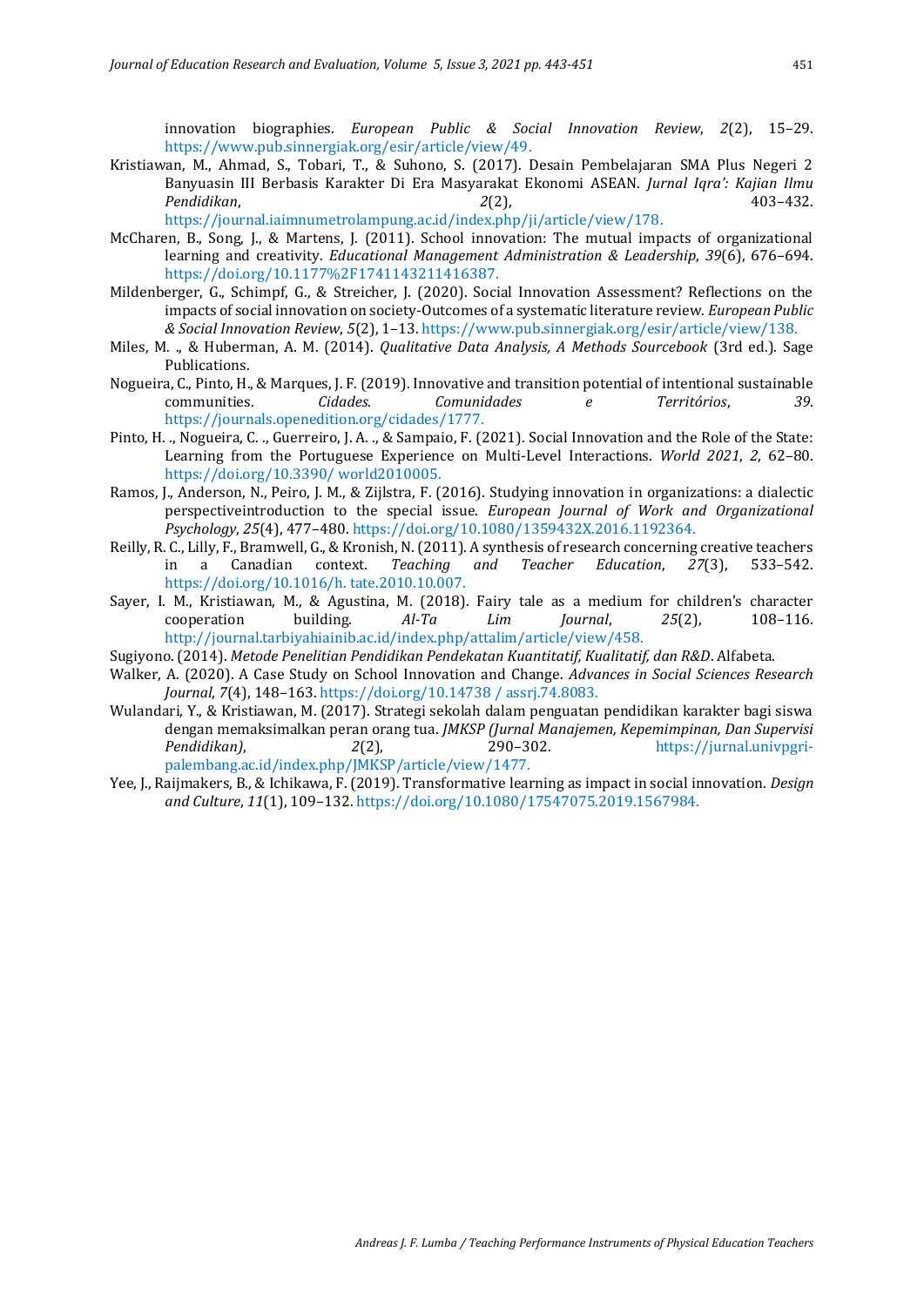innovation biographies. *European Public & Social Innovation Review*, *2*(2), 15–29. https://www.pub.sinnergiak.org/esir/article/view/49.

Kristiawan, M., Ahmad, S., Tobari, T., & Suhono, S. (2017). Desain Pembelajaran SMA Plus Negeri 2 Banyuasin III Berbasis Karakter Di Era Masyarakat Ekonomi ASEAN. *Jurnal Iqra': Kajian Ilmu Pendidikan*, *2*(2), 403–432. https://journal.iaimnumetrolampung.ac.id/index.php/ji/article/view/178.

McCharen, B., Song, J., & Martens, J. (2011). School innovation: The mutual impacts of organizational learning and creativity. *Educational Management Administration & Leadership*, *39*(6), 676–694. https://doi.org/10.1177%2F1741143211416387.

Mildenberger, G., Schimpf, G., & Streicher, J. (2020). Social Innovation Assessment? Reflections on the impacts of social innovation on society-Outcomes of a systematic literature review. *European Public & Social Innovation Review*, *5*(2), 1–13. https://www.pub.sinnergiak.org/esir/article/view/138.

Miles, M. ., & Huberman, A. M. (2014). *Qualitative Data Analysis, A Methods Sourcebook* (3rd ed.). Sage Publications.

Nogueira, C., Pinto, H., & Marques, J. F. (2019). Innovative and transition potential of intentional sustainable communities. *Cidades. Comunidades e Territórios*, *39*. https://journals.openedition.org/cidades/1777.

Pinto, H. ., Nogueira, C. ., Guerreiro, J. A. ., & Sampaio, F. (2021). Social Innovation and the Role of the State: Learning from the Portuguese Experience on Multi-Level Interactions. *World 2021*, *2*, 62–80. https://doi.org/10.3390/ world2010005.

Ramos, J., Anderson, N., Peiro, J. M., & Zijlstra, F. (2016). Studying innovation in organizations: a dialectic perspectiveintroduction to the special issue. *European Journal of Work and Organizational Psychology*, *25*(4), 477–480. https://doi.org/10.1080/1359432X.2016.1192364.

Reilly, R. C., Lilly, F., Bramwell, G., & Kronish, N. (2011). A synthesis of research concerning creative teachers in a Canadian context. *Teaching and Teacher Education*, *27*(3), 533–542. https://doi.org/10.1016/h. tate.2010.10.007.

Sayer, I. M., Kristiawan, M., & Agustina, M. (2018). Fairy tale as a medium for children's character cooperation building. *Al-Ta Lim Journal*, *25*(2), 108–116. http://journal.tarbiyahiainib.ac.id/index.php/attalim/article/view/458.

Sugiyono. (2014). *Metode Penelitian Pendidikan Pendekatan Kuantitatif, Kualitatif, dan R&D*. Alfabeta.

Walker, A. (2020). A Case Study on School Innovation and Change. *Advances in Social Sciences Research Journal*, *7*(4), 148–163. https://doi.org/10.14738 / assrj.74.8083.

Wulandari, Y., & Kristiawan, M. (2017). Strategi sekolah dalam penguatan pendidikan karakter bagi siswa dengan memaksimalkan peran orang tua. *JMKSP (Jurnal Manajemen, Kepemimpinan, Dan Supervisi Pendidikan)*, *2*(2), 290–302. https://jurnal.univpgri-palembang.ac.id/index.php/JMKSP/article/view/1477.

Yee, J., Raijmakers, B., & Ichikawa, F. (2019). Transformative learning as impact in social innovation. *Design and Culture*, *11*(1), 109–132. https://doi.org/10.1080/17547075.2019.1567984.